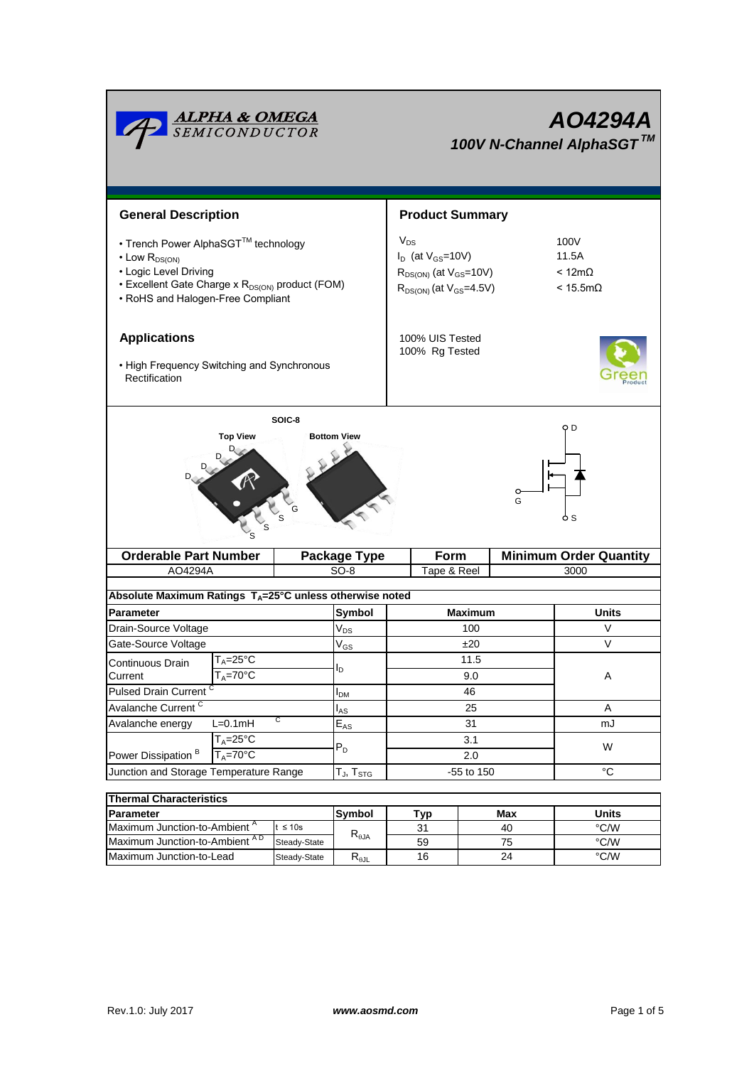ALPHA & OMEGA SEMICONDUCTOR

# AO4294A

## 100V N-Channel AlphaSGT™

## General Description

- Trench Power AlphaSGT™ technology
- Low $R_{DS(ON)}$
- Logic Level Driving
- Excellent Gate Charge x $R_{DS(ON)}$ product (FOM)
- RoHS and Halogen-Free Compliant

## Product Summary

| | |
|---|---|
| $V_{DS}$ | 100V |
| $I_D$ (at $V_{GS}$=10V) | 11.5A |
| $R_{DS(ON)}$ (at $V_{GS}$=10V) | < 12mΩ |
| $R_{DS(ON)}$ (at $V_{GS}$=4.5V) | < 15.5mΩ |

100% UIS Tested
100% Rg Tested

## Applications

- High Frequency Switching and Synchronous Rectification

SOIC-8

Top View — Bottom View

| Orderable Part Number | Package Type | Form | Minimum Order Quantity |
|---|---|---|---|
| AO4294A | SO-8 | Tape & Reel | 3000 |

**Absolute Maximum Ratings $T_A$=25°C unless otherwise noted**

| Parameter | | Symbol | Maximum | Units |
|---|---|---|---|---|
| Drain-Source Voltage | | $V_{DS}$ | 100 | V |
| Gate-Source Voltage | | $V_{GS}$ | ±20 | V |
| Continuous Drain Current | $T_A$=25°C | $I_D$ | 11.5 | A |
| | $T_A$=70°C | | 9.0 | |
| Pulsed Drain Current [C] | | $I_{DM}$ | 46 | |
| Avalanche Current [C] | | $I_{AS}$ | 25 | A |
| Avalanche energy | L=0.1mH [C] | $E_{AS}$ | 31 | mJ |
| Power Dissipation [B] | $T_A$=25°C | $P_D$ | 3.1 | W |
| | $T_A$=70°C | | 2.0 | |
| Junction and Storage Temperature Range | | $T_J$, $T_{STG}$ | -55 to 150 | °C |

**Thermal Characteristics**

| Parameter | | Symbol | Typ | Max | Units |
|---|---|---|---|---|---|
| Maximum Junction-to-Ambient [A] | t ≤ 10s | $R_{\theta JA}$ | 31 | 40 | °C/W |
| Maximum Junction-to-Ambient [A D] | Steady-State | | 59 | 75 | °C/W |
| Maximum Junction-to-Lead | Steady-State | $R_{\theta JL}$ | 16 | 24 | °C/W |

Rev.1.0: July 2017 www.aosmd.com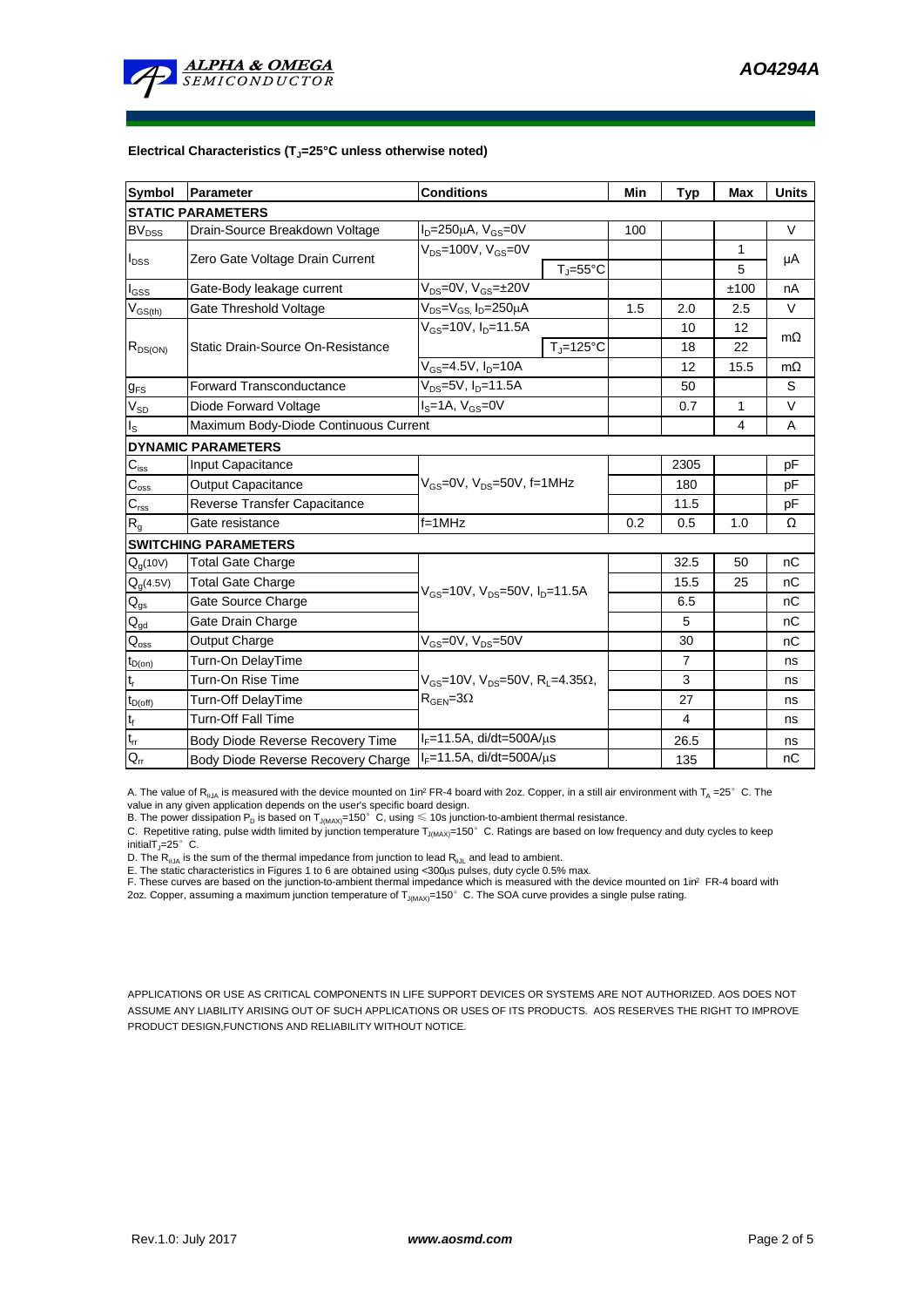### Electrical Characteristics ($T_J$=25°C unless otherwise noted)

| Symbol | Parameter | Conditions | | Min | Typ | Max | Units |
|---|---|---|---|---|---|---|---|
| **STATIC PARAMETERS** | | | | | | | |
| $BV_{DSS}$ | Drain-Source Breakdown Voltage | $I_D$=250µA, $V_{GS}$=0V | | 100 | | | V |
| $I_{DSS}$ | Zero Gate Voltage Drain Current | $V_{DS}$=100V, $V_{GS}$=0V | | | | 1 | µA |
| | | | $T_J$=55°C | | | 5 | |
| $I_{GSS}$ | Gate-Body leakage current | $V_{DS}$=0V, $V_{GS}$=±20V | | | | ±100 | nA |
| $V_{GS(th)}$ | Gate Threshold Voltage | $V_{DS}$=$V_{GS}$, $I_D$=250µA | | 1.5 | 2.0 | 2.5 | V |
| $R_{DS(ON)}$ | Static Drain-Source On-Resistance | $V_{GS}$=10V, $I_D$=11.5A | | | 10 | 12 | mΩ |
| | | | $T_J$=125°C | | 18 | 22 | |
| | | $V_{GS}$=4.5V, $I_D$=10A | | | 12 | 15.5 | mΩ |
| $g_{FS}$ | Forward Transconductance | $V_{DS}$=5V, $I_D$=11.5A | | | 50 | | S |
| $V_{SD}$ | Diode Forward Voltage | $I_S$=1A, $V_{GS}$=0V | | | 0.7 | 1 | V |
| $I_S$ | Maximum Body-Diode Continuous Current | | | | | 4 | A |
| **DYNAMIC PARAMETERS** | | | | | | | |
| $C_{iss}$ | Input Capacitance | $V_{GS}$=0V, $V_{DS}$=50V, f=1MHz | | | 2305 | | pF |
| $C_{oss}$ | Output Capacitance | | | | 180 | | pF |
| $C_{rss}$ | Reverse Transfer Capacitance | | | | 11.5 | | pF |
| $R_g$ | Gate resistance | f=1MHz | | 0.2 | 0.5 | 1.0 | Ω |
| **SWITCHING PARAMETERS** | | | | | | | |
| $Q_g$(10V) | Total Gate Charge | $V_{GS}$=10V, $V_{DS}$=50V, $I_D$=11.5A | | | 32.5 | 50 | nC |
| $Q_g$(4.5V) | Total Gate Charge | | | | 15.5 | 25 | nC |
| $Q_{gs}$ | Gate Source Charge | | | | 6.5 | | nC |
| $Q_{gd}$ | Gate Drain Charge | | | | 5 | | nC |
| $Q_{oss}$ | Output Charge | $V_{GS}$=0V, $V_{DS}$=50V | | | 30 | | nC |
| $t_{D(on)}$ | Turn-On DelayTime | $V_{GS}$=10V, $V_{DS}$=50V, $R_L$=4.35Ω, $R_{GEN}$=3Ω | | | 7 | | ns |
| $t_r$ | Turn-On Rise Time | | | | 3 | | ns |
| $t_{D(off)}$ | Turn-Off DelayTime | | | | 27 | | ns |
| $t_f$ | Turn-Off Fall Time | | | | 4 | | ns |
| $t_{rr}$ | Body Diode Reverse Recovery Time | $I_F$=11.5A, di/dt=500A/µs | | | 26.5 | | ns |
| $Q_{rr}$ | Body Diode Reverse Recovery Charge | $I_F$=11.5A, di/dt=500A/µs | | | 135 | | nC |

A. The value of $R_{\theta JA}$ is measured with the device mounted on 1in² FR-4 board with 2oz. Copper, in a still air environment with $T_A$ =25° C. The value in any given application depends on the user's specific board design.
B. The power dissipation $P_D$ is based on $T_{J(MAX)}$=150° C, using ≤ 10s junction-to-ambient thermal resistance.
C. Repetitive rating, pulse width limited by junction temperature $T_{J(MAX)}$=150° C. Ratings are based on low frequency and duty cycles to keep initial$T_J$=25° C.
D. The $R_{\theta JA}$ is the sum of the thermal impedance from junction to lead $R_{\theta JL}$ and lead to ambient.
E. The static characteristics in Figures 1 to 6 are obtained using <300µs pulses, duty cycle 0.5% max.
F. These curves are based on the junction-to-ambient thermal impedance which is measured with the device mounted on 1in² FR-4 board with 2oz. Copper, assuming a maximum junction temperature of $T_{J(MAX)}$=150° C. The SOA curve provides a single pulse rating.

APPLICATIONS OR USE AS CRITICAL COMPONENTS IN LIFE SUPPORT DEVICES OR SYSTEMS ARE NOT AUTHORIZED. AOS DOES NOT ASSUME ANY LIABILITY ARISING OUT OF SUCH APPLICATIONS OR USES OF ITS PRODUCTS. AOS RESERVES THE RIGHT TO IMPROVE PRODUCT DESIGN,FUNCTIONS AND RELIABILITY WITHOUT NOTICE.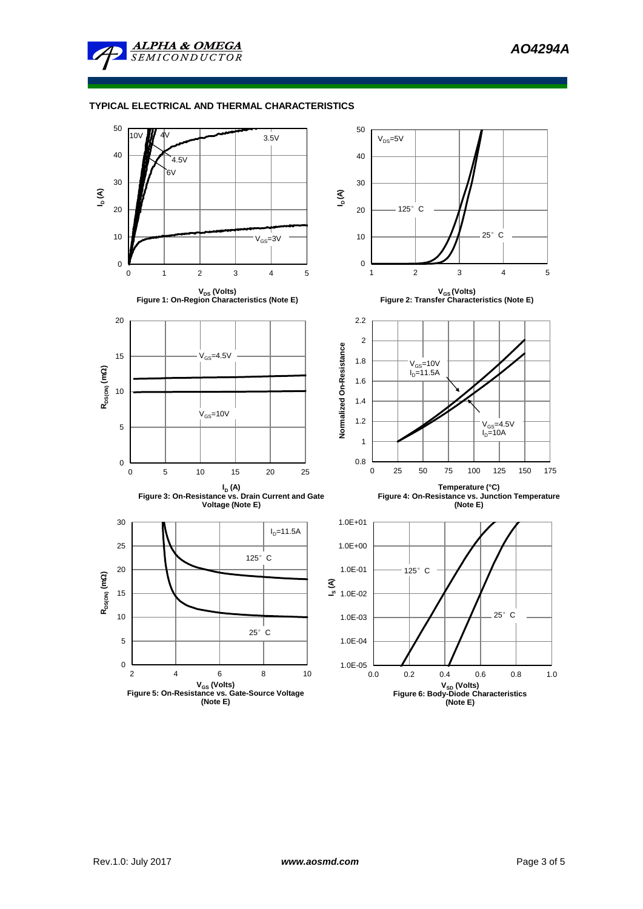## TYPICAL ELECTRICAL AND THERMAL CHARACTERISTICS

Figure 1: On-Region Characteristics (Note E)

Figure 2: Transfer Characteristics (Note E)

Figure 3: On-Resistance vs. Drain Current and Gate Voltage (Note E)

Figure 4: On-Resistance vs. Junction Temperature (Note E)

Figure 5: On-Resistance vs. Gate-Source Voltage (Note E)

Figure 6: Body-Diode Characteristics (Note E)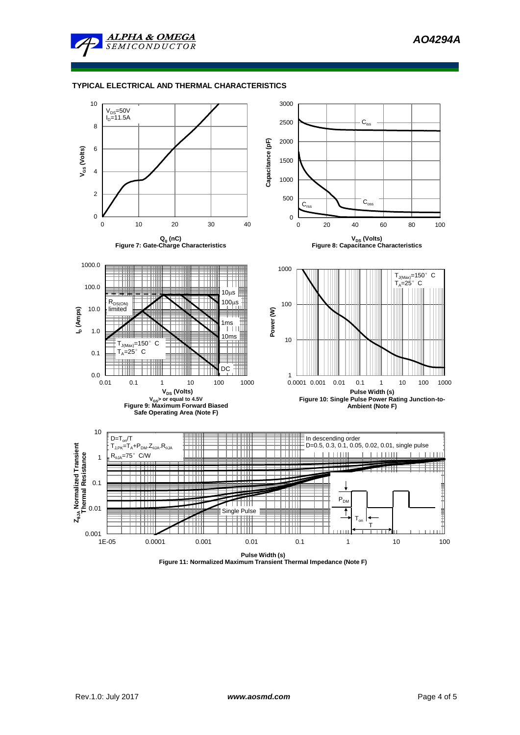## TYPICAL ELECTRICAL AND THERMAL CHARACTERISTICS

$V_{DS}$=50V
$I_D$=11.5A

$V_{GS}$ (Volts)

$Q_g$ (nC)

Figure 7: Gate-Charge Characteristics

$C_{iss}$

$C_{oss}$

$C_{rss}$

Capacitance (pF)

$V_{DS}$ (Volts)

Figure 8: Capacitance Characteristics

10µs

100µs

1ms

10ms

DC

$R_{DS(ON)}$ limited

$T_{J(Max)}$=150°C
$T_A$=25°C

$I_D$ (Amps)

$V_{DS}$ (Volts)

$V_{GS}$> or equal to 4.5V

Figure 9: Maximum Forward Biased Safe Operating Area (Note F)

$T_{J(Max)}$=150°C
$T_A$=25°C

Power (W)

Pulse Width (s)

Figure 10: Single Pulse Power Rating Junction-to-Ambient (Note F)

$D=T_{on}/T$
$T_{J,PK}=T_A+P_{DM}.Z_{\theta JA}.R_{\theta JA}$
$R_{\theta JA}$=75°C/W

In descending order
D=0.5, 0.3, 0.1, 0.05, 0.02, 0.01, single pulse

Single Pulse

$P_{DM}$

$T_{on}$

T

$Z_{\theta JA}$ Normalized Transient Thermal Resistance

Pulse Width (s)

Figure 11: Normalized Maximum Transient Thermal Impedance (Note F)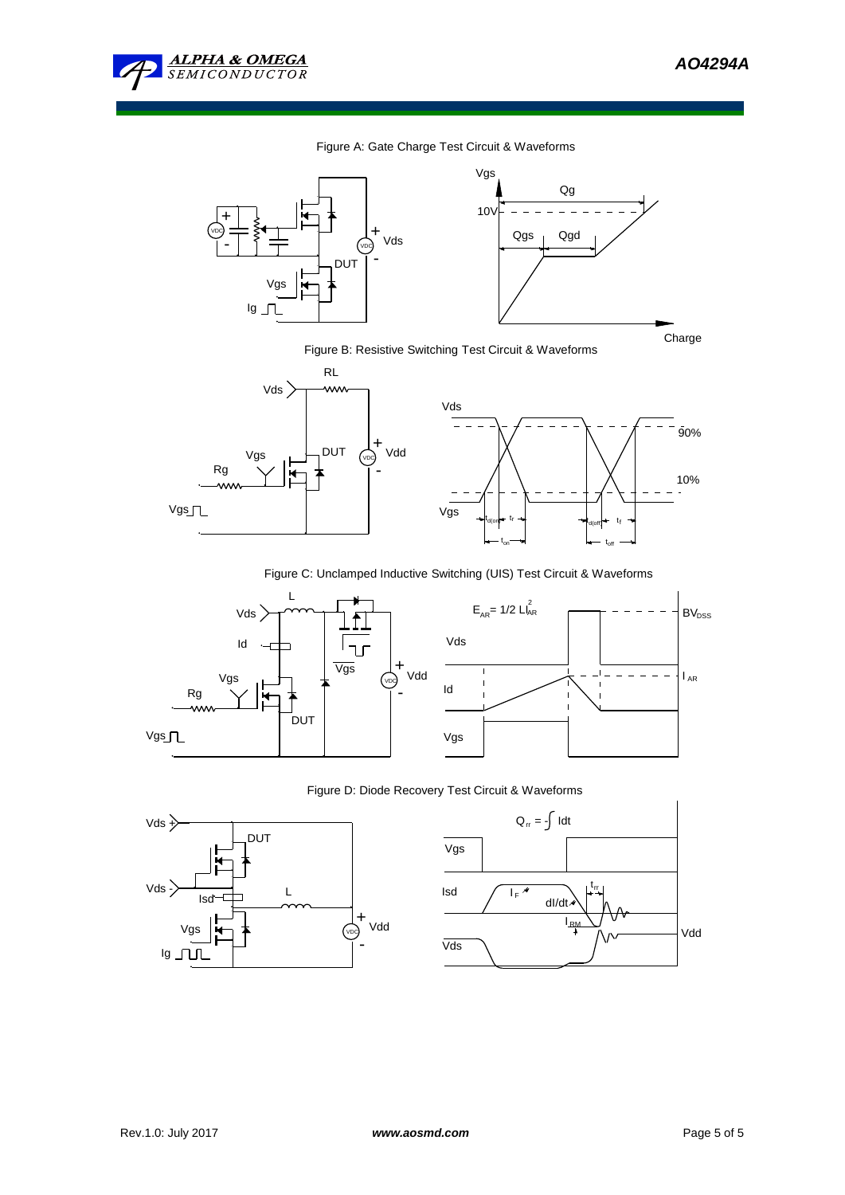Figure A: Gate Charge Test Circuit & Waveforms

VDC
Vgs
Ig
DUT
Vds
Vgs
Qg
10V
Qgs
Qgd
Charge

Figure B: Resistive Switching Test Circuit & Waveforms

RL
Vds
Vgs
DUT
Rg
Vgs
Vdd
Vds
90%
10%
Vgs
$t_{d(on)}$ $t_r$
$t_{on}$
$t_{d(off)}$ $t_f$
$t_{off}$

Figure C: Unclamped Inductive Switching (UIS) Test Circuit & Waveforms

L
Vds
Id
Vgs
Rg
Vgs
DUT
Vgs
Vdd
$E_{AR} = 1/2\ LI_{AR}^2$
$BV_{DSS}$
Vds
Id
$I_{AR}$
Vgs

Figure D: Diode Recovery Test Circuit & Waveforms

Vds +
DUT
Vds -
Isd
L
Vgs
Ig
Vdd
$Q_{rr} = -\int Idt$
Vgs
Isd
$I_F$
dI/dt
$t_{rr}$
$I_{RM}$
Vds
Vdd